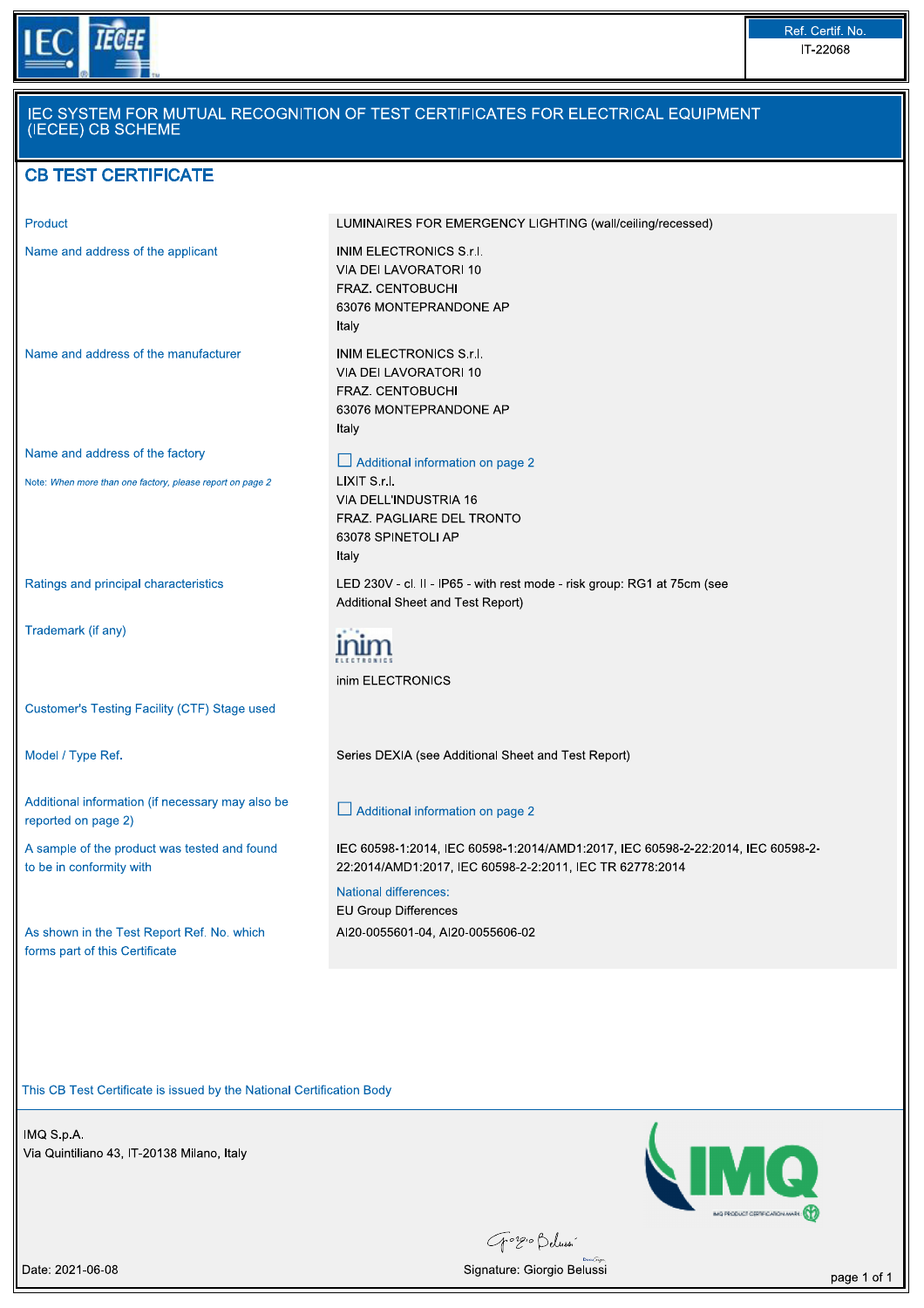Ref. Certif. No.
IT-22068

# IEC SYSTEM FOR MUTUAL RECOGNITION OF TEST CERTIFICATES FOR ELECTRICAL EQUIPMENT (IECEE) CB SCHEME

## CB TEST CERTIFICATE

| | |
|---|---|
| Product | LUMINAIRES FOR EMERGENCY LIGHTING (wall/ceiling/recessed) |
| Name and address of the applicant | INIM ELECTRONICS S.r.l.<br>VIA DEI LAVORATORI 10<br>FRAZ. CENTOBUCHI<br>63076 MONTEPRANDONE AP<br>Italy |
| Name and address of the manufacturer | INIM ELECTRONICS S.r.l.<br>VIA DEI LAVORATORI 10<br>FRAZ. CENTOBUCHI<br>63076 MONTEPRANDONE AP<br>Italy |
| Name and address of the factory<br>Note: *When more than one factory, please report on page 2* | ☐ Additional information on page 2<br>LIXIT S.r.l.<br>VIA DELL'INDUSTRIA 16<br>FRAZ. PAGLIARE DEL TRONTO<br>63078 SPINETOLI AP<br>Italy |
| Ratings and principal characteristics | LED 230V - cl. II - IP65 - with rest mode - risk group: RG1 at 75cm (see Additional Sheet and Test Report) |
| Trademark (if any) | inim ELECTRONICS |
| Customer's Testing Facility (CTF) Stage used | |
| Model / Type Ref. | Series DEXIA (see Additional Sheet and Test Report) |
| Additional information (if necessary may also be reported on page 2) | ☐ Additional information on page 2 |
| A sample of the product was tested and found to be in conformity with | IEC 60598-1:2014, IEC 60598-1:2014/AMD1:2017, IEC 60598-2-22:2014, IEC 60598-2-22:2014/AMD1:2017, IEC 60598-2-2:2011, IEC TR 62778:2014<br>National differences:<br>EU Group Differences |
| As shown in the Test Report Ref. No. which forms part of this Certificate | AI20-0055601-04, AI20-0055606-02 |

This CB Test Certificate is issued by the National Certification Body

IMQ S.p.A.
Via Quintiliano 43, IT-20138 Milano, Italy

Date: 2021-06-08

Signature: Giorgio Belussi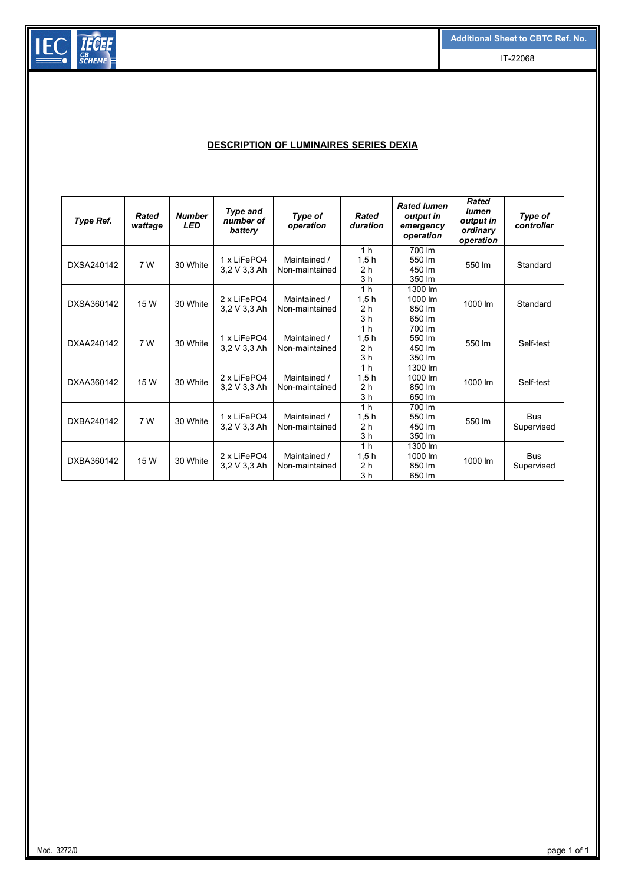Additional Sheet to CBTC Ref. No.

IT-22068

## DESCRIPTION OF LUMINAIRES SERIES DEXIA

| *Type Ref.* | *Rated wattage* | *Number LED* | *Type and number of battery* | *Type of operation* | *Rated duration* | *Rated lumen output in emergency operation* | *Rated lumen output in ordinary operation* | *Type of controller* |
|---|---|---|---|---|---|---|---|---|
| DXSA240142 | 7 W | 30 White | 1 x LiFePO4 3,2 V 3,3 Ah | Maintained / Non-maintained | 1 h<br>1,5 h<br>2 h<br>3 h | 700 lm<br>550 lm<br>450 lm<br>350 lm | 550 lm | Standard |
| DXSA360142 | 15 W | 30 White | 2 x LiFePO4 3,2 V 3,3 Ah | Maintained / Non-maintained | 1 h<br>1,5 h<br>2 h<br>3 h | 1300 lm<br>1000 lm<br>850 lm<br>650 lm | 1000 lm | Standard |
| DXAA240142 | 7 W | 30 White | 1 x LiFePO4 3,2 V 3,3 Ah | Maintained / Non-maintained | 1 h<br>1,5 h<br>2 h<br>3 h | 700 lm<br>550 lm<br>450 lm<br>350 lm | 550 lm | Self-test |
| DXAA360142 | 15 W | 30 White | 2 x LiFePO4 3,2 V 3,3 Ah | Maintained / Non-maintained | 1 h<br>1,5 h<br>2 h<br>3 h | 1300 lm<br>1000 lm<br>850 lm<br>650 lm | 1000 lm | Self-test |
| DXBA240142 | 7 W | 30 White | 1 x LiFePO4 3,2 V 3,3 Ah | Maintained / Non-maintained | 1 h<br>1,5 h<br>2 h<br>3 h | 700 lm<br>550 lm<br>450 lm<br>350 lm | 550 lm | Bus Supervised |
| DXBA360142 | 15 W | 30 White | 2 x LiFePO4 3,2 V 3,3 Ah | Maintained / Non-maintained | 1 h<br>1,5 h<br>2 h<br>3 h | 1300 lm<br>1000 lm<br>850 lm<br>650 lm | 1000 lm | Bus Supervised |

Mod. 3272/0